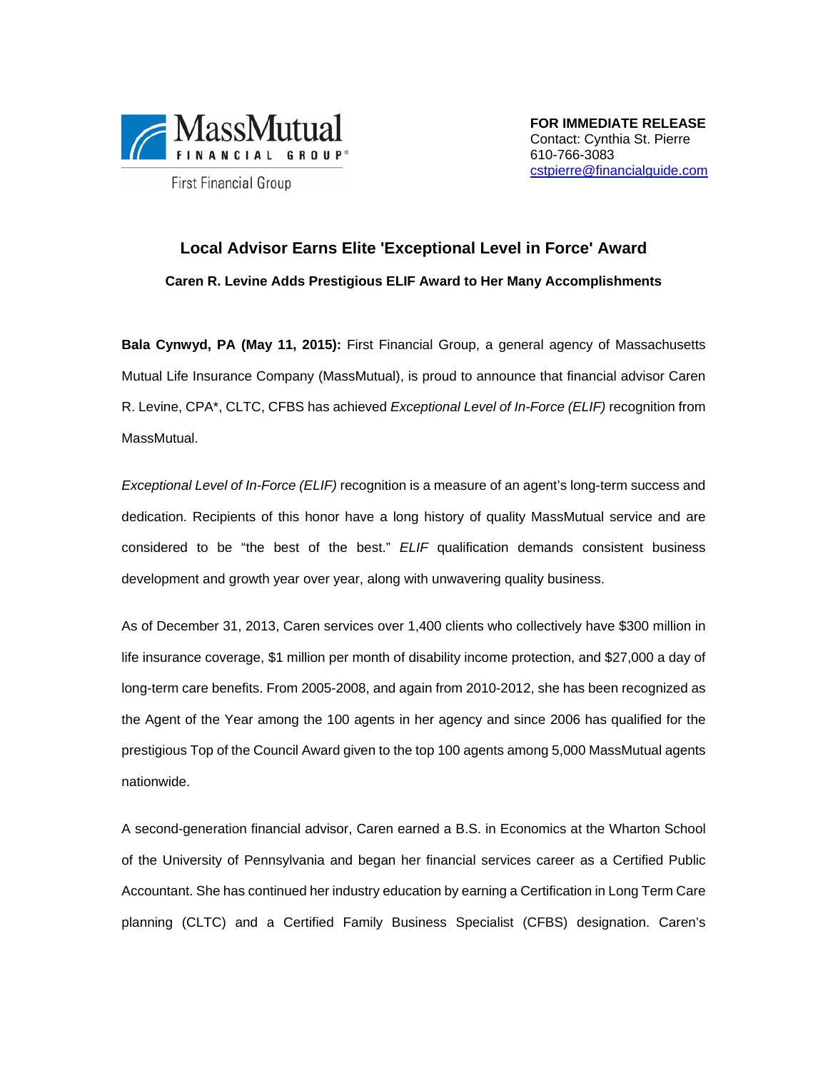MassMutual FINANCIAL GROUP®

First Financial Group

**FOR IMMEDIATE RELEASE**
Contact: Cynthia St. Pierre
610-766-3083
cstpierre@financialguide.com

## Local Advisor Earns Elite 'Exceptional Level in Force' Award

### Caren R. Levine Adds Prestigious ELIF Award to Her Many Accomplishments

**Bala Cynwyd, PA (May 11, 2015):** First Financial Group, a general agency of Massachusetts Mutual Life Insurance Company (MassMutual), is proud to announce that financial advisor Caren R. Levine, CPA*, CLTC, CFBS has achieved *Exceptional Level of In-Force (ELIF)* recognition from MassMutual.

*Exceptional Level of In-Force (ELIF)* recognition is a measure of an agent's long-term success and dedication. Recipients of this honor have a long history of quality MassMutual service and are considered to be "the best of the best." *ELIF* qualification demands consistent business development and growth year over year, along with unwavering quality business.

As of December 31, 2013, Caren services over 1,400 clients who collectively have $300 million in life insurance coverage, $1 million per month of disability income protection, and $27,000 a day of long-term care benefits. From 2005-2008, and again from 2010-2012, she has been recognized as the Agent of the Year among the 100 agents in her agency and since 2006 has qualified for the prestigious Top of the Council Award given to the top 100 agents among 5,000 MassMutual agents nationwide.

A second-generation financial advisor, Caren earned a B.S. in Economics at the Wharton School of the University of Pennsylvania and began her financial services career as a Certified Public Accountant. She has continued her industry education by earning a Certification in Long Term Care planning (CLTC) and a Certified Family Business Specialist (CFBS) designation. Caren's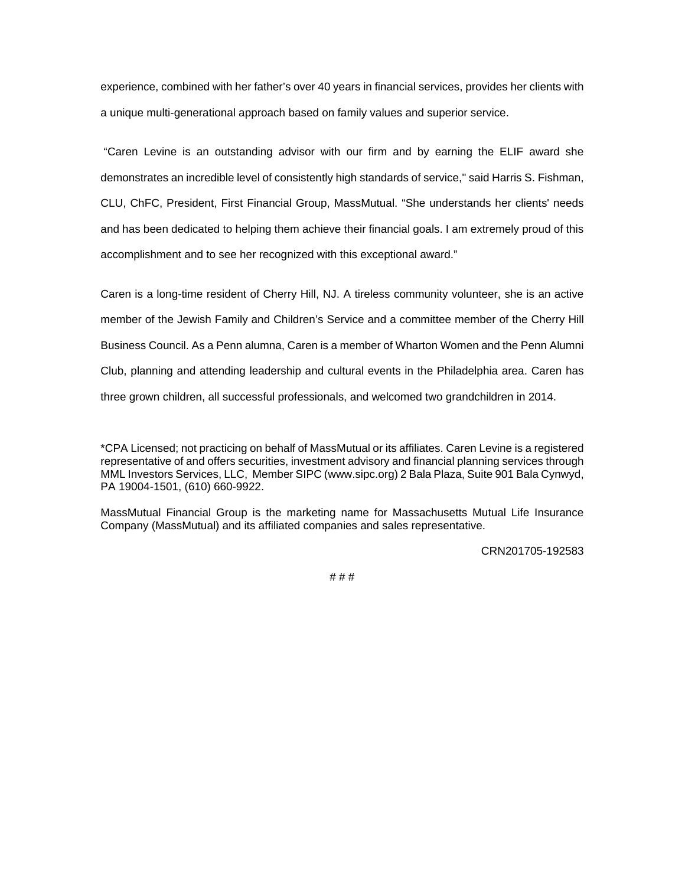experience, combined with her father's over 40 years in financial services, provides her clients with a unique multi-generational approach based on family values and superior service.

"Caren Levine is an outstanding advisor with our firm and by earning the ELIF award she demonstrates an incredible level of consistently high standards of service," said Harris S. Fishman, CLU, ChFC, President, First Financial Group, MassMutual. "She understands her clients' needs and has been dedicated to helping them achieve their financial goals. I am extremely proud of this accomplishment and to see her recognized with this exceptional award."

Caren is a long-time resident of Cherry Hill, NJ. A tireless community volunteer, she is an active member of the Jewish Family and Children's Service and a committee member of the Cherry Hill Business Council. As a Penn alumna, Caren is a member of Wharton Women and the Penn Alumni Club, planning and attending leadership and cultural events in the Philadelphia area. Caren has three grown children, all successful professionals, and welcomed two grandchildren in 2014.

*CPA Licensed; not practicing on behalf of MassMutual or its affiliates. Caren Levine is a registered representative of and offers securities, investment advisory and financial planning services through MML Investors Services, LLC, Member SIPC (www.sipc.org) 2 Bala Plaza, Suite 901 Bala Cynwyd, PA 19004-1501, (610) 660-9922.

MassMutual Financial Group is the marketing name for Massachusetts Mutual Life Insurance Company (MassMutual) and its affiliated companies and sales representative.

CRN201705-192583

# # #